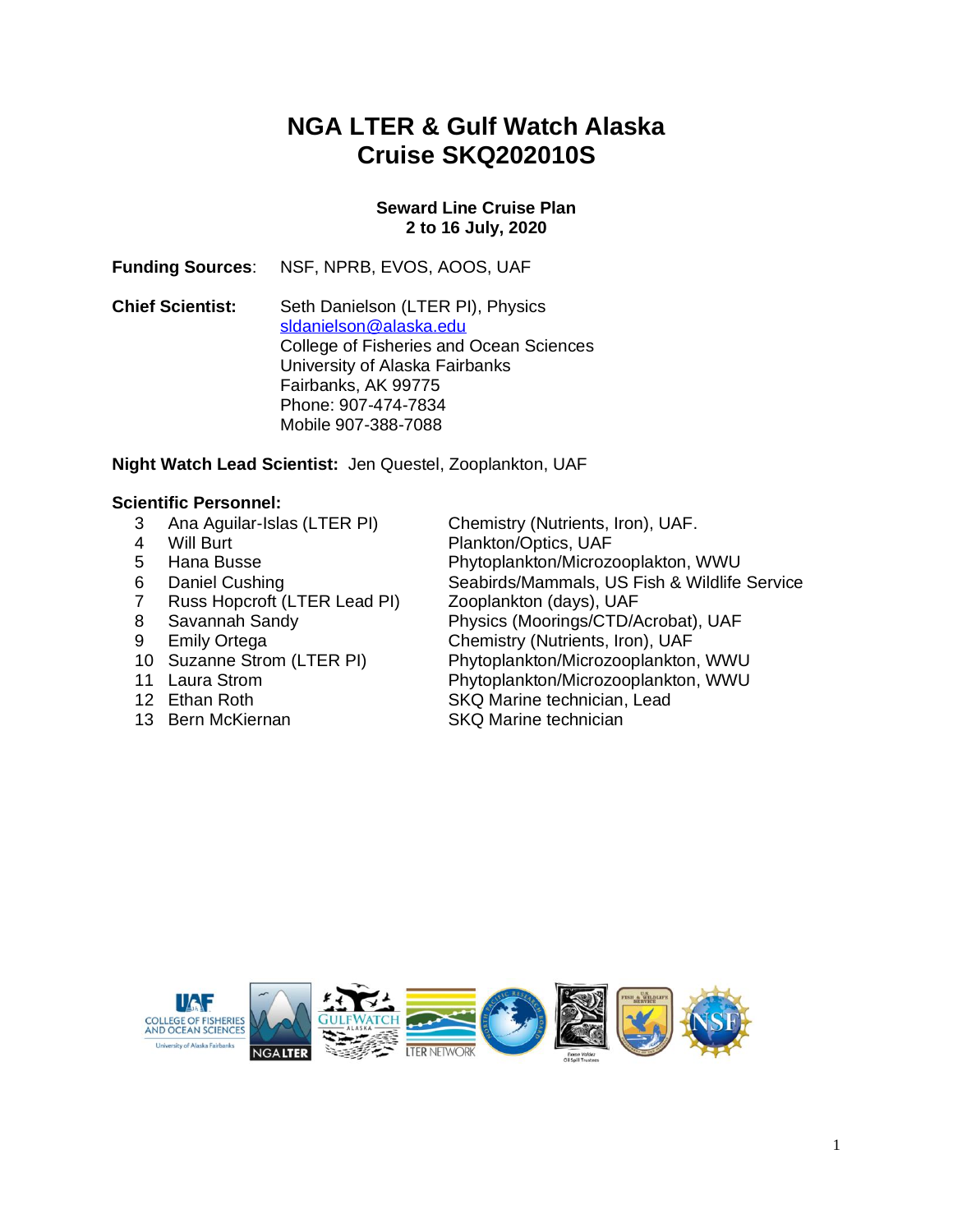# NGA LTER & Gulf Watch Alaska
# Cruise SKQ202010S

**Seward Line Cruise Plan**
**2 to 16 July, 2020**

**Funding Sources**: NSF, NPRB, EVOS, AOOS, UAF

**Chief Scientist:** Seth Danielson (LTER PI), Physics
sldanielson@alaska.edu
College of Fisheries and Ocean Sciences
University of Alaska Fairbanks
Fairbanks, AK 99775
Phone: 907-474-7834
Mobile 907-388-7088

**Night Watch Lead Scientist:** Jen Questel, Zooplankton, UAF

**Scientific Personnel:**

| # | Name | Role |
|---|---|---|
| 3 | Ana Aguilar-Islas (LTER PI) | Chemistry (Nutrients, Iron), UAF. |
| 4 | Will Burt | Plankton/Optics, UAF |
| 5 | Hana Busse | Phytoplankton/Microzooplakton, WWU |
| 6 | Daniel Cushing | Seabirds/Mammals, US Fish & Wildlife Service |
| 7 | Russ Hopcroft (LTER Lead PI) | Zooplankton (days), UAF |
| 8 | Savannah Sandy | Physics (Moorings/CTD/Acrobat), UAF |
| 9 | Emily Ortega | Chemistry (Nutrients, Iron), UAF |
| 10 | Suzanne Strom (LTER PI) | Phytoplankton/Microzooplankton, WWU |
| 11 | Laura Strom | Phytoplankton/Microzooplankton, WWU |
| 12 | Ethan Roth | SKQ Marine technician, Lead |
| 13 | Bern McKiernan | SKQ Marine technician |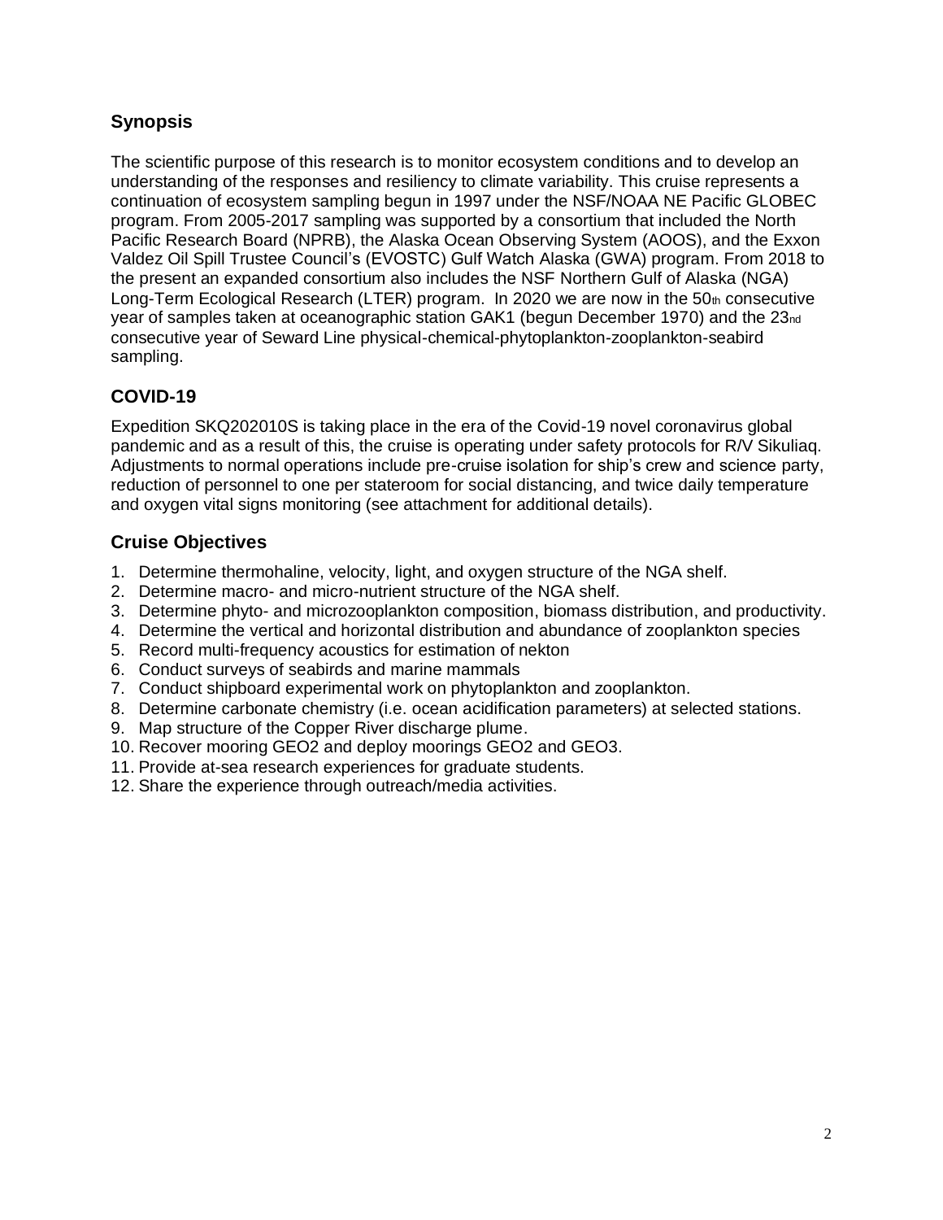## Synopsis

The scientific purpose of this research is to monitor ecosystem conditions and to develop an understanding of the responses and resiliency to climate variability. This cruise represents a continuation of ecosystem sampling begun in 1997 under the NSF/NOAA NE Pacific GLOBEC program. From 2005-2017 sampling was supported by a consortium that included the North Pacific Research Board (NPRB), the Alaska Ocean Observing System (AOOS), and the Exxon Valdez Oil Spill Trustee Council's (EVOSTC) Gulf Watch Alaska (GWA) program. From 2018 to the present an expanded consortium also includes the NSF Northern Gulf of Alaska (NGA) Long-Term Ecological Research (LTER) program. In 2020 we are now in the 50th consecutive year of samples taken at oceanographic station GAK1 (begun December 1970) and the 23nd consecutive year of Seward Line physical-chemical-phytoplankton-zooplankton-seabird sampling.

## COVID-19

Expedition SKQ202010S is taking place in the era of the Covid-19 novel coronavirus global pandemic and as a result of this, the cruise is operating under safety protocols for R/V Sikuliaq. Adjustments to normal operations include pre-cruise isolation for ship's crew and science party, reduction of personnel to one per stateroom for social distancing, and twice daily temperature and oxygen vital signs monitoring (see attachment for additional details).

## Cruise Objectives

1. Determine thermohaline, velocity, light, and oxygen structure of the NGA shelf.
2. Determine macro- and micro-nutrient structure of the NGA shelf.
3. Determine phyto- and microzooplankton composition, biomass distribution, and productivity.
4. Determine the vertical and horizontal distribution and abundance of zooplankton species
5. Record multi-frequency acoustics for estimation of nekton
6. Conduct surveys of seabirds and marine mammals
7. Conduct shipboard experimental work on phytoplankton and zooplankton.
8. Determine carbonate chemistry (i.e. ocean acidification parameters) at selected stations.
9. Map structure of the Copper River discharge plume.
10. Recover mooring GEO2 and deploy moorings GEO2 and GEO3.
11. Provide at-sea research experiences for graduate students.
12. Share the experience through outreach/media activities.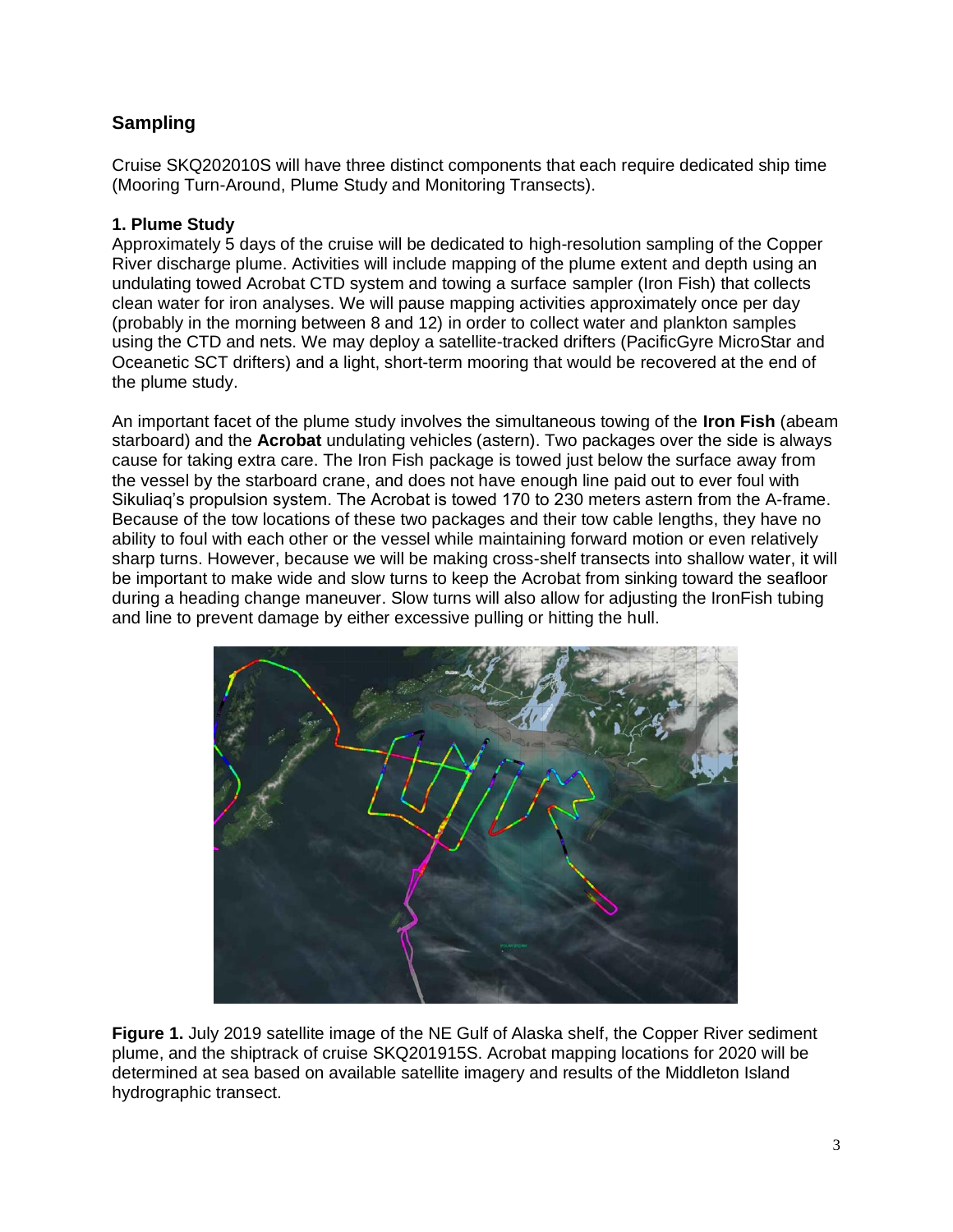## Sampling

Cruise SKQ202010S will have three distinct components that each require dedicated ship time (Mooring Turn-Around, Plume Study and Monitoring Transects).

### 1. Plume Study

Approximately 5 days of the cruise will be dedicated to high-resolution sampling of the Copper River discharge plume. Activities will include mapping of the plume extent and depth using an undulating towed Acrobat CTD system and towing a surface sampler (Iron Fish) that collects clean water for iron analyses. We will pause mapping activities approximately once per day (probably in the morning between 8 and 12) in order to collect water and plankton samples using the CTD and nets. We may deploy a satellite-tracked drifters (PacificGyre MicroStar and Oceanetic SCT drifters) and a light, short-term mooring that would be recovered at the end of the plume study.

An important facet of the plume study involves the simultaneous towing of the **Iron Fish** (abeam starboard) and the **Acrobat** undulating vehicles (astern). Two packages over the side is always cause for taking extra care. The Iron Fish package is towed just below the surface away from the vessel by the starboard crane, and does not have enough line paid out to ever foul with Sikuliaq's propulsion system. The Acrobat is towed 170 to 230 meters astern from the A-frame. Because of the tow locations of these two packages and their tow cable lengths, they have no ability to foul with each other or the vessel while maintaining forward motion or even relatively sharp turns. However, because we will be making cross-shelf transects into shallow water, it will be important to make wide and slow turns to keep the Acrobat from sinking toward the seafloor during a heading change maneuver. Slow turns will also allow for adjusting the IronFish tubing and line to prevent damage by either excessive pulling or hitting the hull.

**Figure 1.** July 2019 satellite image of the NE Gulf of Alaska shelf, the Copper River sediment plume, and the shiptrack of cruise SKQ201915S. Acrobat mapping locations for 2020 will be determined at sea based on available satellite imagery and results of the Middleton Island hydrographic transect.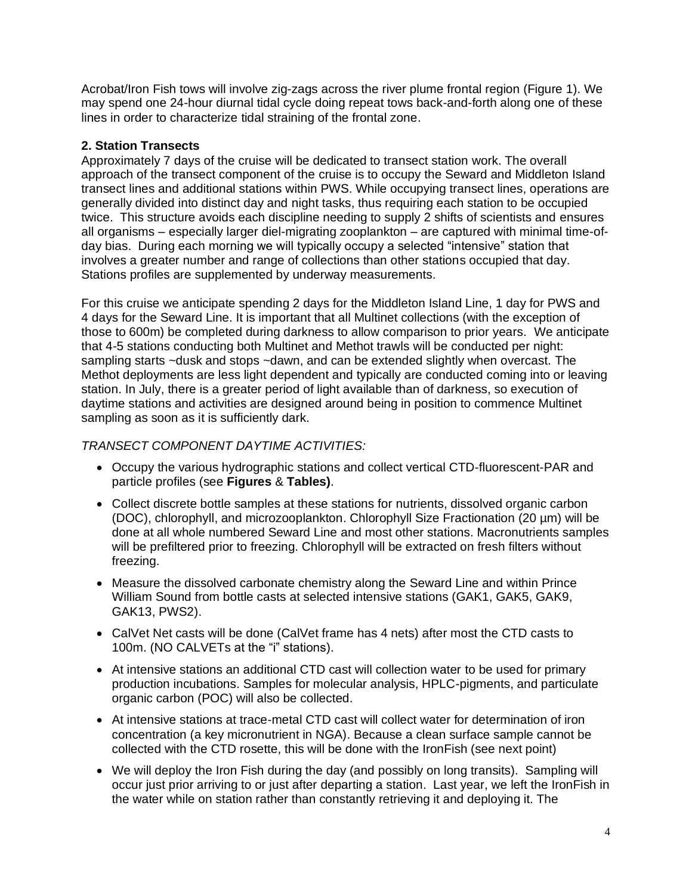Acrobat/Iron Fish tows will involve zig-zags across the river plume frontal region (Figure 1). We may spend one 24-hour diurnal tidal cycle doing repeat tows back-and-forth along one of these lines in order to characterize tidal straining of the frontal zone.

### 2. Station Transects

Approximately 7 days of the cruise will be dedicated to transect station work. The overall approach of the transect component of the cruise is to occupy the Seward and Middleton Island transect lines and additional stations within PWS. While occupying transect lines, operations are generally divided into distinct day and night tasks, thus requiring each station to be occupied twice. This structure avoids each discipline needing to supply 2 shifts of scientists and ensures all organisms – especially larger diel-migrating zooplankton – are captured with minimal time-of-day bias. During each morning we will typically occupy a selected "intensive" station that involves a greater number and range of collections than other stations occupied that day. Stations profiles are supplemented by underway measurements.

For this cruise we anticipate spending 2 days for the Middleton Island Line, 1 day for PWS and 4 days for the Seward Line. It is important that all Multinet collections (with the exception of those to 600m) be completed during darkness to allow comparison to prior years. We anticipate that 4-5 stations conducting both Multinet and Methot trawls will be conducted per night: sampling starts ~dusk and stops ~dawn, and can be extended slightly when overcast. The Methot deployments are less light dependent and typically are conducted coming into or leaving station. In July, there is a greater period of light available than of darkness, so execution of daytime stations and activities are designed around being in position to commence Multinet sampling as soon as it is sufficiently dark.

*TRANSECT COMPONENT DAYTIME ACTIVITIES:*

- Occupy the various hydrographic stations and collect vertical CTD-fluorescent-PAR and particle profiles (see **Figures** & **Tables)**.
- Collect discrete bottle samples at these stations for nutrients, dissolved organic carbon (DOC), chlorophyll, and microzooplankton. Chlorophyll Size Fractionation (20 µm) will be done at all whole numbered Seward Line and most other stations. Macronutrients samples will be prefiltered prior to freezing. Chlorophyll will be extracted on fresh filters without freezing.
- Measure the dissolved carbonate chemistry along the Seward Line and within Prince William Sound from bottle casts at selected intensive stations (GAK1, GAK5, GAK9, GAK13, PWS2).
- CalVet Net casts will be done (CalVet frame has 4 nets) after most the CTD casts to 100m. (NO CALVETs at the "i" stations).
- At intensive stations an additional CTD cast will collection water to be used for primary production incubations. Samples for molecular analysis, HPLC-pigments, and particulate organic carbon (POC) will also be collected.
- At intensive stations at trace-metal CTD cast will collect water for determination of iron concentration (a key micronutrient in NGA). Because a clean surface sample cannot be collected with the CTD rosette, this will be done with the IronFish (see next point)
- We will deploy the Iron Fish during the day (and possibly on long transits). Sampling will occur just prior arriving to or just after departing a station. Last year, we left the IronFish in the water while on station rather than constantly retrieving it and deploying it. The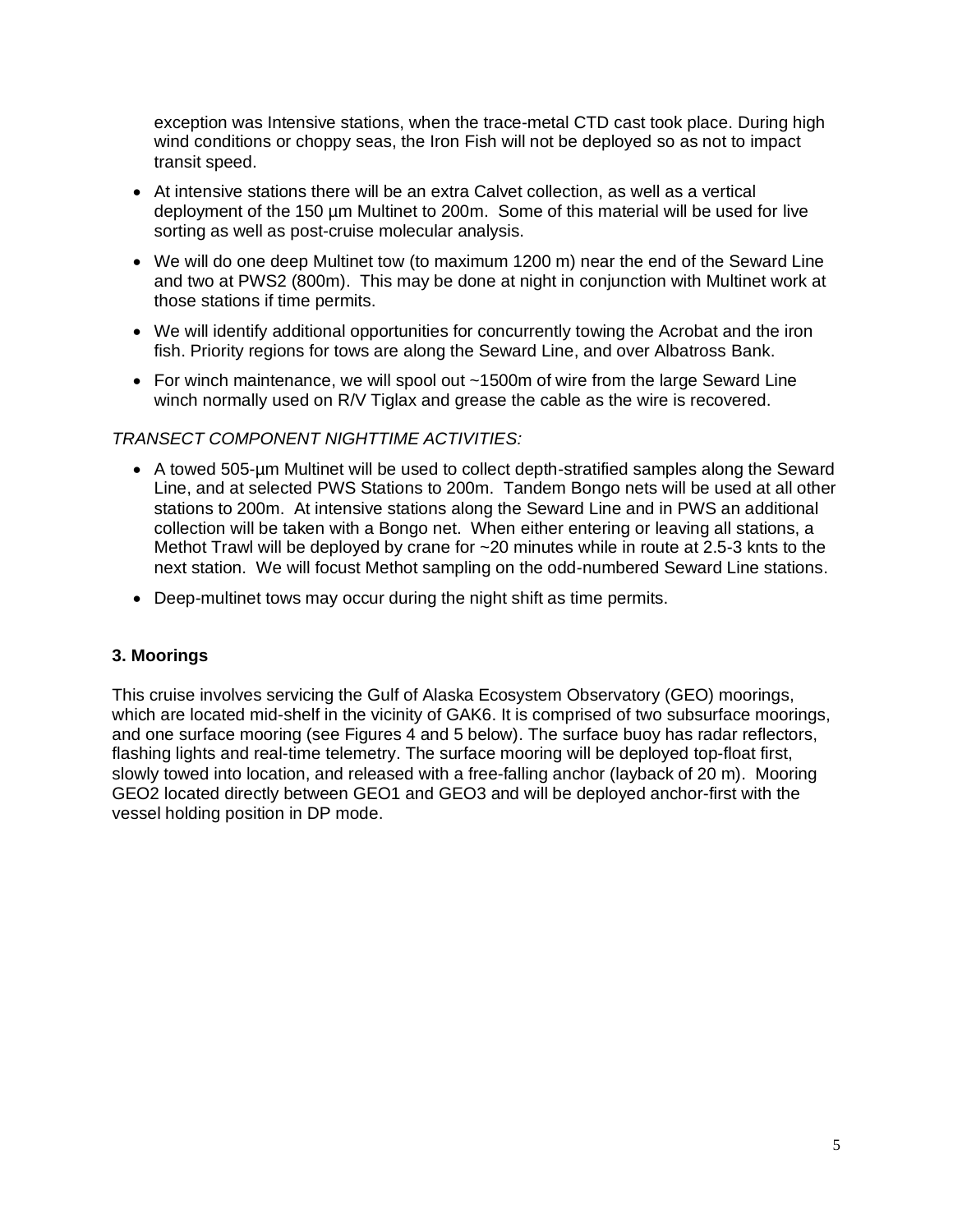exception was Intensive stations, when the trace-metal CTD cast took place. During high wind conditions or choppy seas, the Iron Fish will not be deployed so as not to impact transit speed.

- At intensive stations there will be an extra Calvet collection, as well as a vertical deployment of the 150 µm Multinet to 200m. Some of this material will be used for live sorting as well as post-cruise molecular analysis.
- We will do one deep Multinet tow (to maximum 1200 m) near the end of the Seward Line and two at PWS2 (800m). This may be done at night in conjunction with Multinet work at those stations if time permits.
- We will identify additional opportunities for concurrently towing the Acrobat and the iron fish. Priority regions for tows are along the Seward Line, and over Albatross Bank.
- For winch maintenance, we will spool out ~1500m of wire from the large Seward Line winch normally used on R/V Tiglax and grease the cable as the wire is recovered.

*TRANSECT COMPONENT NIGHTTIME ACTIVITIES:*

- A towed 505-µm Multinet will be used to collect depth-stratified samples along the Seward Line, and at selected PWS Stations to 200m. Tandem Bongo nets will be used at all other stations to 200m. At intensive stations along the Seward Line and in PWS an additional collection will be taken with a Bongo net. When either entering or leaving all stations, a Methot Trawl will be deployed by crane for ~20 minutes while in route at 2.5-3 knts to the next station. We will focust Methot sampling on the odd-numbered Seward Line stations.
- Deep-multinet tows may occur during the night shift as time permits.

### 3. Moorings

This cruise involves servicing the Gulf of Alaska Ecosystem Observatory (GEO) moorings, which are located mid-shelf in the vicinity of GAK6. It is comprised of two subsurface moorings, and one surface mooring (see Figures 4 and 5 below). The surface buoy has radar reflectors, flashing lights and real-time telemetry. The surface mooring will be deployed top-float first, slowly towed into location, and released with a free-falling anchor (layback of 20 m). Mooring GEO2 located directly between GEO1 and GEO3 and will be deployed anchor-first with the vessel holding position in DP mode.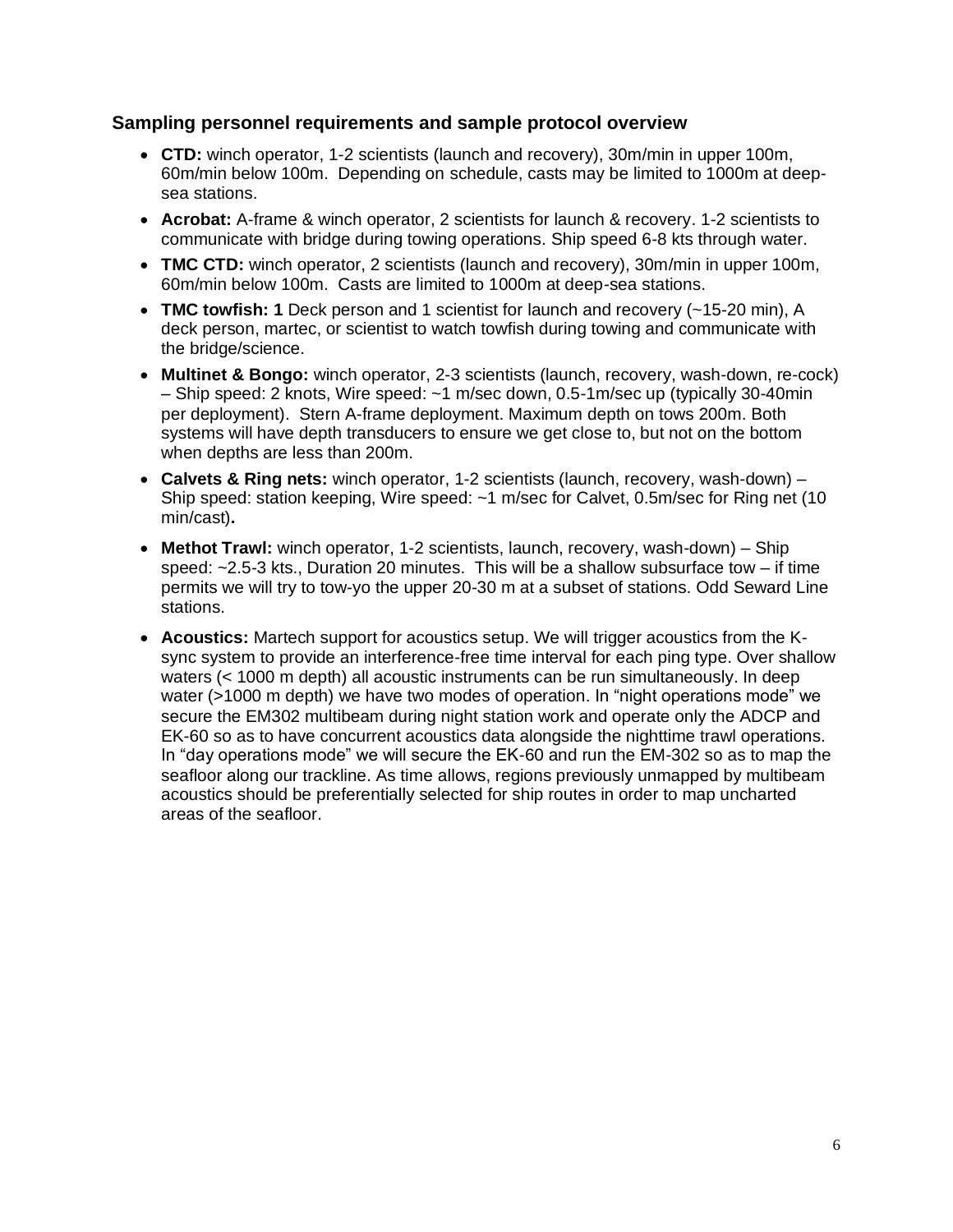### Sampling personnel requirements and sample protocol overview

- **CTD:** winch operator, 1-2 scientists (launch and recovery), 30m/min in upper 100m, 60m/min below 100m. Depending on schedule, casts may be limited to 1000m at deep-sea stations.
- **Acrobat:** A-frame & winch operator, 2 scientists for launch & recovery. 1-2 scientists to communicate with bridge during towing operations. Ship speed 6-8 kts through water.
- **TMC CTD:** winch operator, 2 scientists (launch and recovery), 30m/min in upper 100m, 60m/min below 100m. Casts are limited to 1000m at deep-sea stations.
- **TMC towfish: 1** Deck person and 1 scientist for launch and recovery (~15-20 min), A deck person, martec, or scientist to watch towfish during towing and communicate with the bridge/science.
- **Multinet & Bongo:** winch operator, 2-3 scientists (launch, recovery, wash-down, re-cock) – Ship speed: 2 knots, Wire speed: ~1 m/sec down, 0.5-1m/sec up (typically 30-40min per deployment). Stern A-frame deployment. Maximum depth on tows 200m. Both systems will have depth transducers to ensure we get close to, but not on the bottom when depths are less than 200m.
- **Calvets & Ring nets:** winch operator, 1-2 scientists (launch, recovery, wash-down) – Ship speed: station keeping, Wire speed: ~1 m/sec for Calvet, 0.5m/sec for Ring net (10 min/cast)**.**
- **Methot Trawl:** winch operator, 1-2 scientists, launch, recovery, wash-down) – Ship speed: ~2.5-3 kts., Duration 20 minutes. This will be a shallow subsurface tow – if time permits we will try to tow-yo the upper 20-30 m at a subset of stations. Odd Seward Line stations.
- **Acoustics:** Martech support for acoustics setup. We will trigger acoustics from the K-sync system to provide an interference-free time interval for each ping type. Over shallow waters (< 1000 m depth) all acoustic instruments can be run simultaneously. In deep water (>1000 m depth) we have two modes of operation. In "night operations mode" we secure the EM302 multibeam during night station work and operate only the ADCP and EK-60 so as to have concurrent acoustics data alongside the nighttime trawl operations. In "day operations mode" we will secure the EK-60 and run the EM-302 so as to map the seafloor along our trackline. As time allows, regions previously unmapped by multibeam acoustics should be preferentially selected for ship routes in order to map uncharted areas of the seafloor.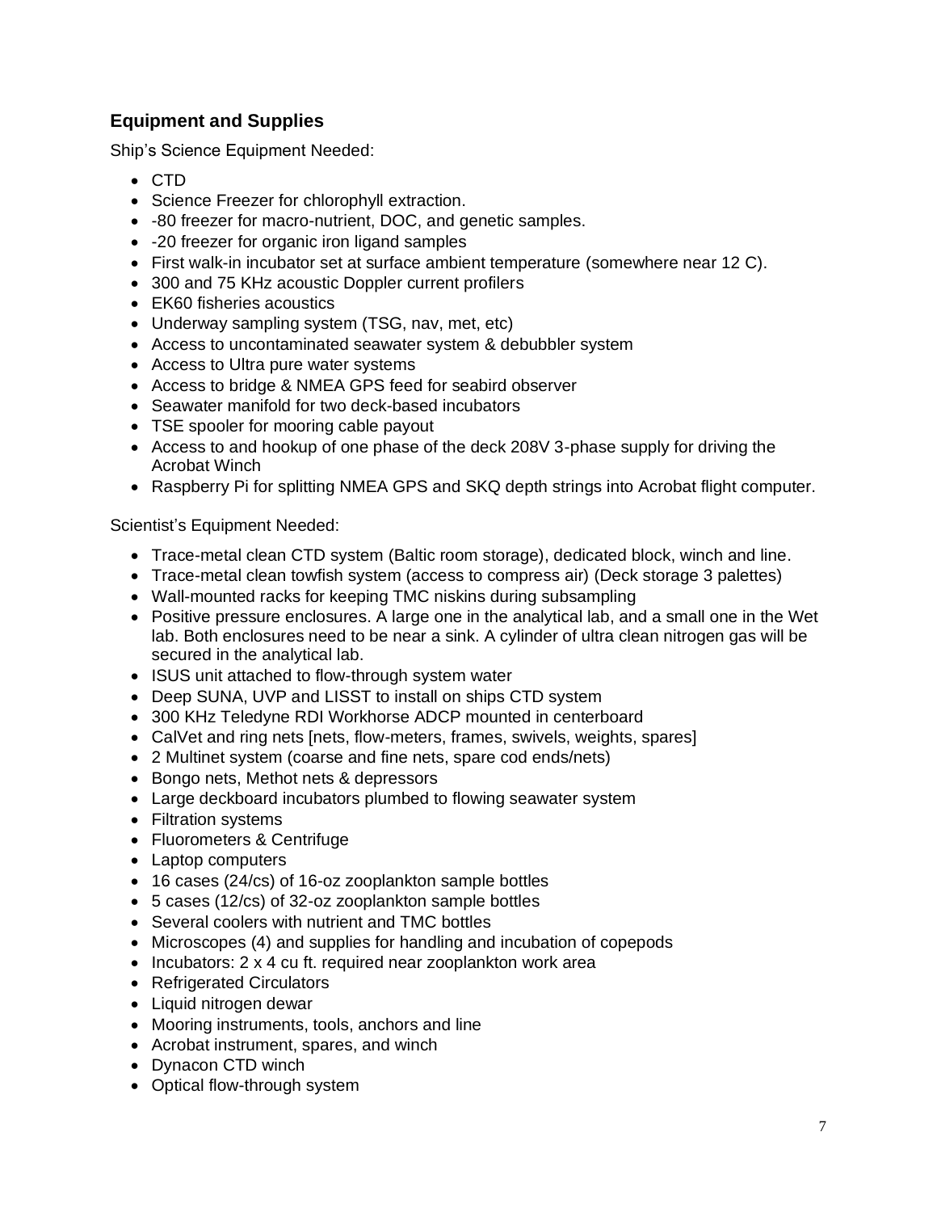## Equipment and Supplies

Ship's Science Equipment Needed:

- CTD
- Science Freezer for chlorophyll extraction.
- -80 freezer for macro-nutrient, DOC, and genetic samples.
- -20 freezer for organic iron ligand samples
- First walk-in incubator set at surface ambient temperature (somewhere near 12 C).
- 300 and 75 KHz acoustic Doppler current profilers
- EK60 fisheries acoustics
- Underway sampling system (TSG, nav, met, etc)
- Access to uncontaminated seawater system & debubbler system
- Access to Ultra pure water systems
- Access to bridge & NMEA GPS feed for seabird observer
- Seawater manifold for two deck-based incubators
- TSE spooler for mooring cable payout
- Access to and hookup of one phase of the deck 208V 3-phase supply for driving the Acrobat Winch
- Raspberry Pi for splitting NMEA GPS and SKQ depth strings into Acrobat flight computer.

Scientist's Equipment Needed:

- Trace-metal clean CTD system (Baltic room storage), dedicated block, winch and line.
- Trace-metal clean towfish system (access to compress air) (Deck storage 3 palettes)
- Wall-mounted racks for keeping TMC niskins during subsampling
- Positive pressure enclosures. A large one in the analytical lab, and a small one in the Wet lab. Both enclosures need to be near a sink. A cylinder of ultra clean nitrogen gas will be secured in the analytical lab.
- ISUS unit attached to flow-through system water
- Deep SUNA, UVP and LISST to install on ships CTD system
- 300 KHz Teledyne RDI Workhorse ADCP mounted in centerboard
- CalVet and ring nets [nets, flow-meters, frames, swivels, weights, spares]
- 2 Multinet system (coarse and fine nets, spare cod ends/nets)
- Bongo nets, Methot nets & depressors
- Large deckboard incubators plumbed to flowing seawater system
- Filtration systems
- Fluorometers & Centrifuge
- Laptop computers
- 16 cases (24/cs) of 16-oz zooplankton sample bottles
- 5 cases (12/cs) of 32-oz zooplankton sample bottles
- Several coolers with nutrient and TMC bottles
- Microscopes (4) and supplies for handling and incubation of copepods
- Incubators: 2 x 4 cu ft. required near zooplankton work area
- Refrigerated Circulators
- Liquid nitrogen dewar
- Mooring instruments, tools, anchors and line
- Acrobat instrument, spares, and winch
- Dynacon CTD winch
- Optical flow-through system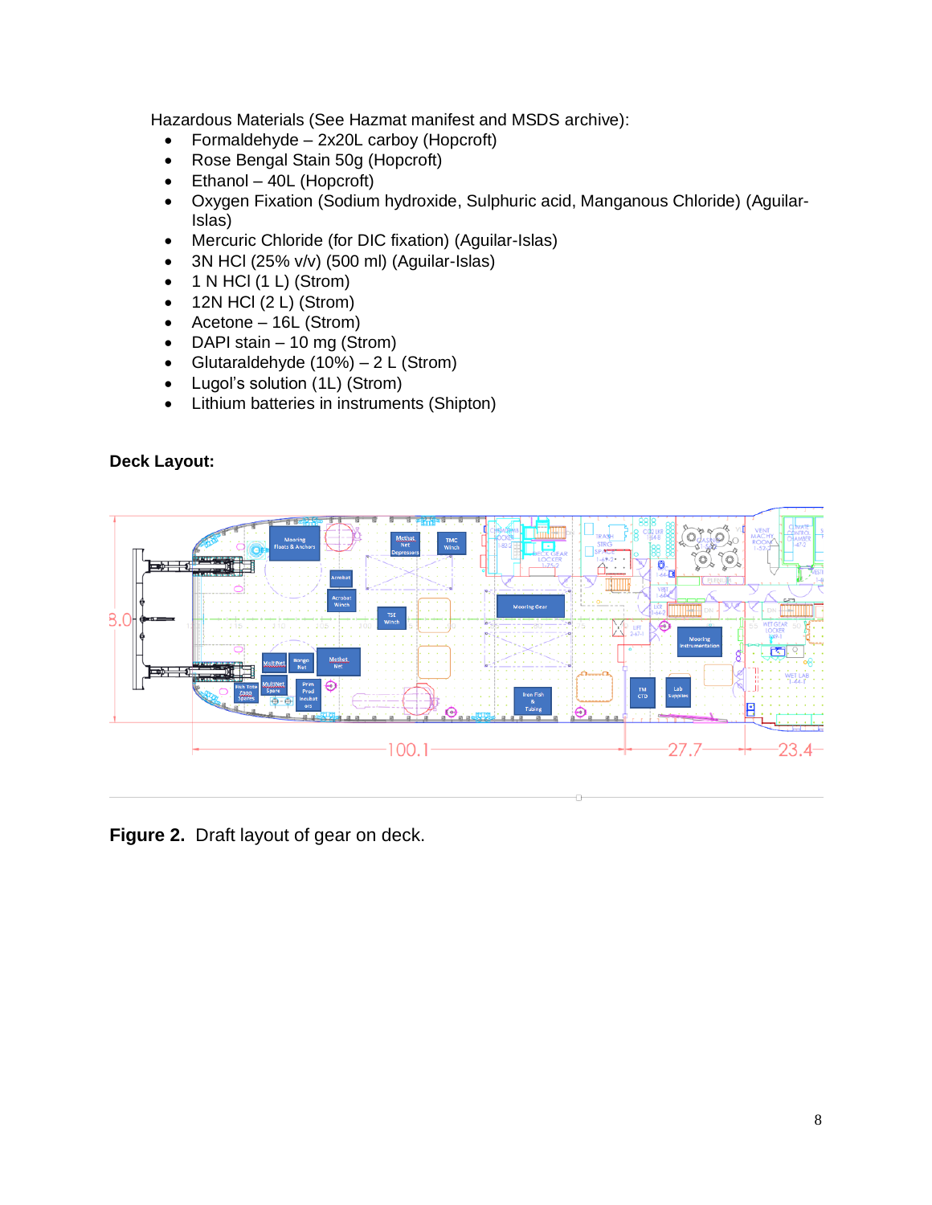Hazardous Materials (See Hazmat manifest and MSDS archive):

- Formaldehyde – 2x20L carboy (Hopcroft)
- Rose Bengal Stain 50g (Hopcroft)
- Ethanol – 40L (Hopcroft)
- Oxygen Fixation (Sodium hydroxide, Sulphuric acid, Manganous Chloride) (Aguilar-Islas)
- Mercuric Chloride (for DIC fixation) (Aguilar-Islas)
- 3N HCl (25% v/v) (500 ml) (Aguilar-Islas)
- 1 N HCl (1 L) (Strom)
- 12N HCl (2 L) (Strom)
- Acetone – 16L (Strom)
- DAPI stain – 10 mg (Strom)
- Glutaraldehyde (10%) – 2 L (Strom)
- Lugol's solution (1L) (Strom)
- Lithium batteries in instruments (Shipton)

**Deck Layout:**

**Figure 2.** Draft layout of gear on deck.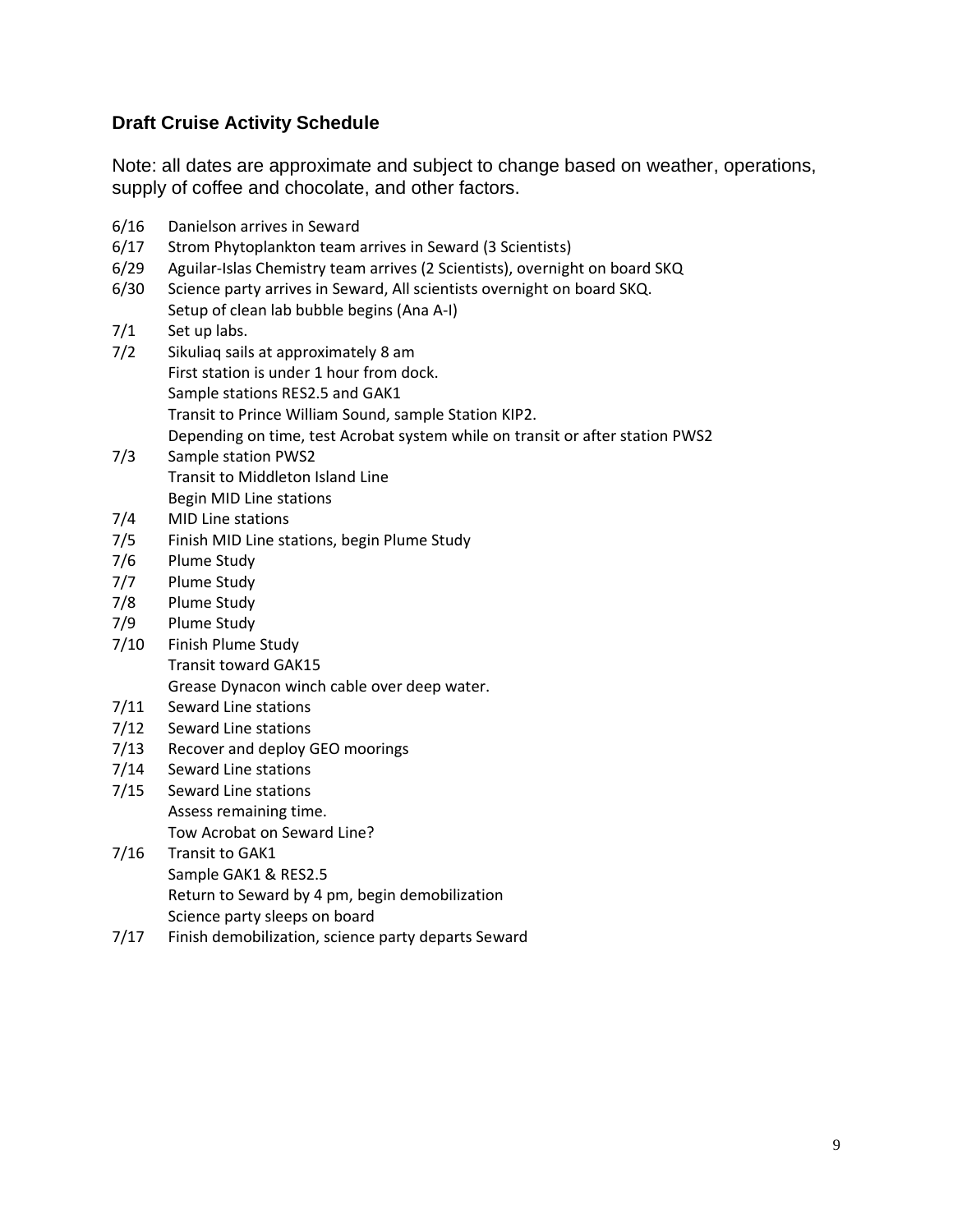### Draft Cruise Activity Schedule

Note: all dates are approximate and subject to change based on weather, operations, supply of coffee and chocolate, and other factors.

6/16 Danielson arrives in Seward
6/17 Strom Phytoplankton team arrives in Seward (3 Scientists)
6/29 Aguilar-Islas Chemistry team arrives (2 Scientists), overnight on board SKQ
6/30 Science party arrives in Seward, All scientists overnight on board SKQ.
Setup of clean lab bubble begins (Ana A-I)
7/1 Set up labs.
7/2 Sikuliaq sails at approximately 8 am
First station is under 1 hour from dock.
Sample stations RES2.5 and GAK1
Transit to Prince William Sound, sample Station KIP2.
Depending on time, test Acrobat system while on transit or after station PWS2
7/3 Sample station PWS2
Transit to Middleton Island Line
Begin MID Line stations
7/4 MID Line stations
7/5 Finish MID Line stations, begin Plume Study
7/6 Plume Study
7/7 Plume Study
7/8 Plume Study
7/9 Plume Study
7/10 Finish Plume Study
Transit toward GAK15
Grease Dynacon winch cable over deep water.
7/11 Seward Line stations
7/12 Seward Line stations
7/13 Recover and deploy GEO moorings
7/14 Seward Line stations
7/15 Seward Line stations
Assess remaining time.
Tow Acrobat on Seward Line?
7/16 Transit to GAK1
Sample GAK1 & RES2.5
Return to Seward by 4 pm, begin demobilization
Science party sleeps on board
7/17 Finish demobilization, science party departs Seward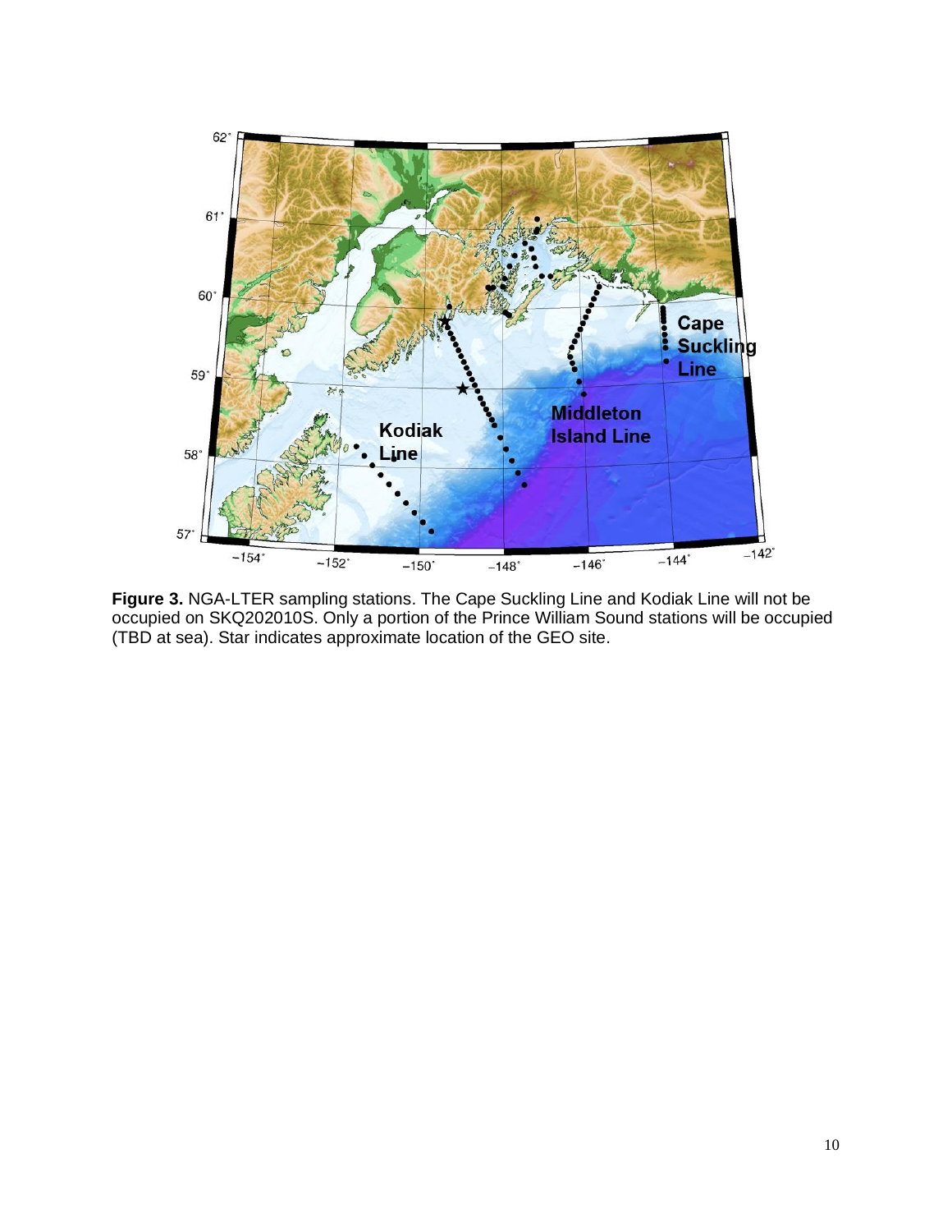**Figure 3.** NGA-LTER sampling stations. The Cape Suckling Line and Kodiak Line will not be occupied on SKQ202010S. Only a portion of the Prince William Sound stations will be occupied (TBD at sea). Star indicates approximate location of the GEO site.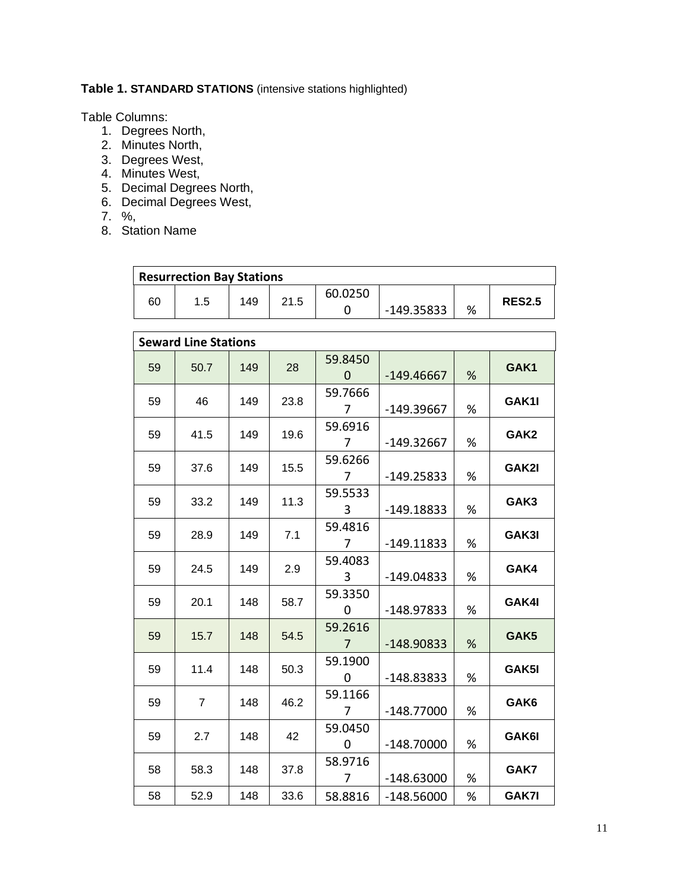**Table 1. STANDARD STATIONS** (intensive stations highlighted)

Table Columns:

1. Degrees North,
2. Minutes North,
3. Degrees West,
4. Minutes West,
5. Decimal Degrees North,
6. Decimal Degrees West,
7. %,
8. Station Name

| **Resurrection Bay Stations** | | | | | | | |
|---|---|---|---|---|---|---|---|
| 60 | 1.5 | 149 | 21.5 | 60.02500 | -149.35833 | % | **RES2.5** |
| **Seward Line Stations** | | | | | | | |
| 59 | 50.7 | 149 | 28 | 59.84500 | -149.46667 | % | **GAK1** |
| 59 | 46 | 149 | 23.8 | 59.76667 | -149.39667 | % | **GAK1I** |
| 59 | 41.5 | 149 | 19.6 | 59.69167 | -149.32667 | % | **GAK2** |
| 59 | 37.6 | 149 | 15.5 | 59.62667 | -149.25833 | % | **GAK2I** |
| 59 | 33.2 | 149 | 11.3 | 59.55333 | -149.18833 | % | **GAK3** |
| 59 | 28.9 | 149 | 7.1 | 59.48167 | -149.11833 | % | **GAK3I** |
| 59 | 24.5 | 149 | 2.9 | 59.40833 | -149.04833 | % | **GAK4** |
| 59 | 20.1 | 148 | 58.7 | 59.33500 | -148.97833 | % | **GAK4I** |
| 59 | 15.7 | 148 | 54.5 | 59.26167 | -148.90833 | % | **GAK5** |
| 59 | 11.4 | 148 | 50.3 | 59.19000 | -148.83833 | % | **GAK5I** |
| 59 | 7 | 148 | 46.2 | 59.11667 | -148.77000 | % | **GAK6** |
| 59 | 2.7 | 148 | 42 | 59.04500 | -148.70000 | % | **GAK6I** |
| 58 | 58.3 | 148 | 37.8 | 58.97167 | -148.63000 | % | **GAK7** |
| 58 | 52.9 | 148 | 33.6 | 58.8816 | -148.56000 | % | **GAK7I** |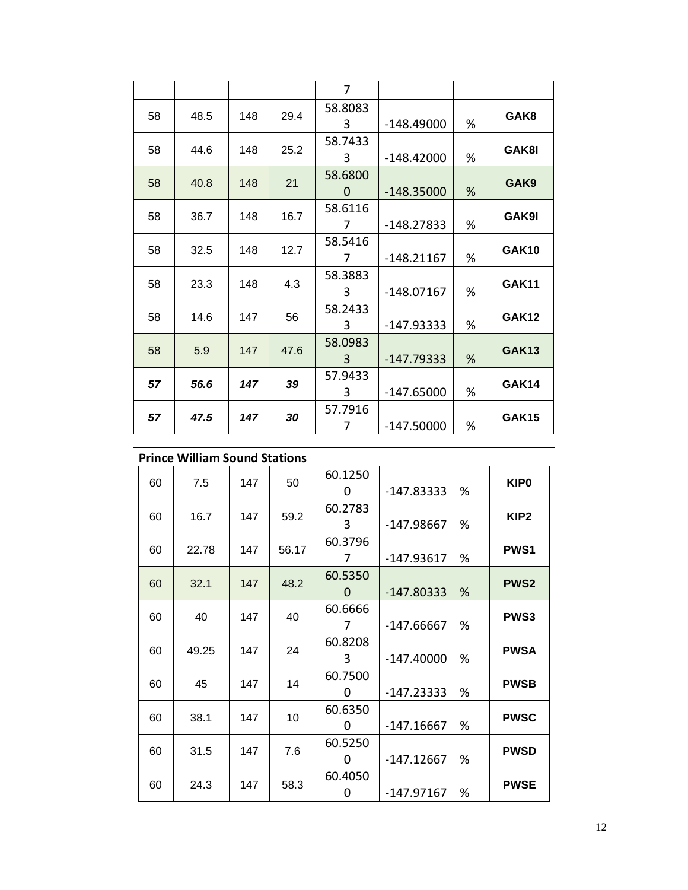| | | | | 7 | | | |
|---|---|---|---|---|---|---|---|
| 58 | 48.5 | 148 | 29.4 | 58.80833 | -148.49000 | % | **GAK8** |
| 58 | 44.6 | 148 | 25.2 | 58.74333 | -148.42000 | % | **GAK8I** |
| 58 | 40.8 | 148 | 21 | 58.68000 | -148.35000 | % | **GAK9** |
| 58 | 36.7 | 148 | 16.7 | 58.61167 | -148.27833 | % | **GAK9I** |
| 58 | 32.5 | 148 | 12.7 | 58.54167 | -148.21167 | % | **GAK10** |
| 58 | 23.3 | 148 | 4.3 | 58.38833 | -148.07167 | % | **GAK11** |
| 58 | 14.6 | 147 | 56 | 58.24333 | -147.93333 | % | **GAK12** |
| 58 | 5.9 | 147 | 47.6 | 58.09833 | -147.79333 | % | **GAK13** |
| ***57*** | ***56.6*** | ***147*** | ***39*** | 57.94333 | -147.65000 | % | **GAK14** |
| ***57*** | ***47.5*** | ***147*** | ***30*** | 57.79167 | -147.50000 | % | **GAK15** |

| **Prince William Sound Stations** | | | | | | | |
|---|---|---|---|---|---|---|---|
| 60 | 7.5 | 147 | 50 | 60.12500 | -147.83333 | % | **KIP0** |
| 60 | 16.7 | 147 | 59.2 | 60.27833 | -147.98667 | % | **KIP2** |
| 60 | 22.78 | 147 | 56.17 | 60.37967 | -147.93617 | % | **PWS1** |
| 60 | 32.1 | 147 | 48.2 | 60.53500 | -147.80333 | % | **PWS2** |
| 60 | 40 | 147 | 40 | 60.66667 | -147.66667 | % | **PWS3** |
| 60 | 49.25 | 147 | 24 | 60.82083 | -147.40000 | % | **PWSA** |
| 60 | 45 | 147 | 14 | 60.75000 | -147.23333 | % | **PWSB** |
| 60 | 38.1 | 147 | 10 | 60.63500 | -147.16667 | % | **PWSC** |
| 60 | 31.5 | 147 | 7.6 | 60.52500 | -147.12667 | % | **PWSD** |
| 60 | 24.3 | 147 | 58.3 | 60.40500 | -147.97167 | % | **PWSE** |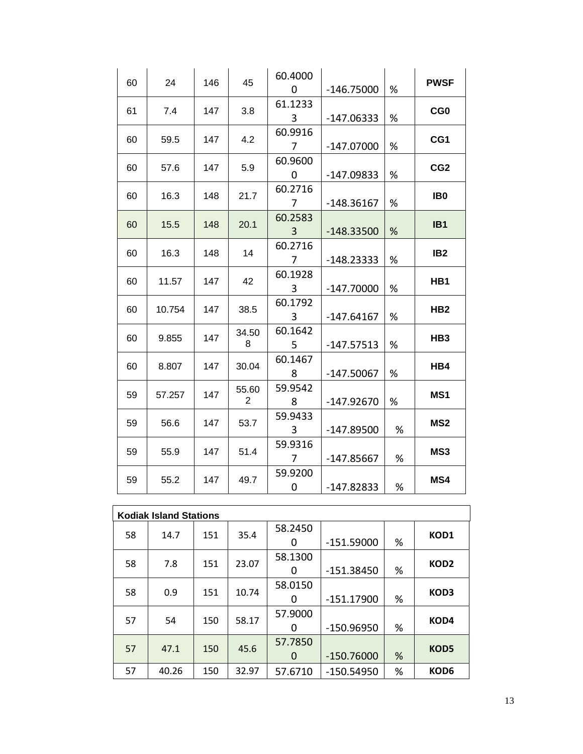| | | | | | | | |
|---|---|---|---|---|---|---|---|
| 60 | 24 | 146 | 45 | 60.40000 | -146.75000 | % | **PWSF** |
| 61 | 7.4 | 147 | 3.8 | 61.12333 | -147.06333 | % | **CG0** |
| 60 | 59.5 | 147 | 4.2 | 60.99167 | -147.07000 | % | **CG1** |
| 60 | 57.6 | 147 | 5.9 | 60.96000 | -147.09833 | % | **CG2** |
| 60 | 16.3 | 148 | 21.7 | 60.27167 | -148.36167 | % | **IB0** |
| 60 | 15.5 | 148 | 20.1 | 60.25833 | -148.33500 | % | **IB1** |
| 60 | 16.3 | 148 | 14 | 60.27167 | -148.23333 | % | **IB2** |
| 60 | 11.57 | 147 | 42 | 60.19283 | -147.70000 | % | **HB1** |
| 60 | 10.754 | 147 | 38.5 | 60.17923 | -147.64167 | % | **HB2** |
| 60 | 9.855 | 147 | 34.508 | 60.16425 | -147.57513 | % | **HB3** |
| 60 | 8.807 | 147 | 30.04 | 60.14678 | -147.50067 | % | **HB4** |
| 59 | 57.257 | 147 | 55.602 | 59.95428 | -147.92670 | % | **MS1** |
| 59 | 56.6 | 147 | 53.7 | 59.94333 | -147.89500 | % | **MS2** |
| 59 | 55.9 | 147 | 51.4 | 59.93167 | -147.85667 | % | **MS3** |
| 59 | 55.2 | 147 | 49.7 | 59.92000 | -147.82833 | % | **MS4** |

| **Kodiak Island Stations** | | | | | | | |
|---|---|---|---|---|---|---|---|
| 58 | 14.7 | 151 | 35.4 | 58.24500 | -151.59000 | % | **KOD1** |
| 58 | 7.8 | 151 | 23.07 | 58.13000 | -151.38450 | % | **KOD2** |
| 58 | 0.9 | 151 | 10.74 | 58.01500 | -151.17900 | % | **KOD3** |
| 57 | 54 | 150 | 58.17 | 57.90000 | -150.96950 | % | **KOD4** |
| 57 | 47.1 | 150 | 45.6 | 57.78500 | -150.76000 | % | **KOD5** |
| 57 | 40.26 | 150 | 32.97 | 57.6710 | -150.54950 | % | **KOD6** |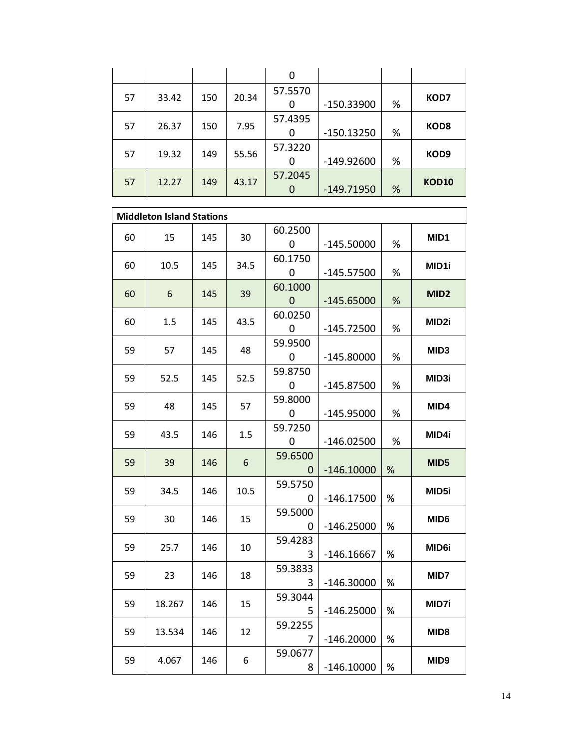|  |  |  |  |  |  |  |  |
|---|---|---|---|---|---|---|---|
|  |  |  |  | 0 |  |  |  |
| 57 | 33.42 | 150 | 20.34 | 57.55700 | -150.33900 | % | **KOD7** |
| 57 | 26.37 | 150 | 7.95 | 57.43950 | -150.13250 | % | **KOD8** |
| 57 | 19.32 | 149 | 55.56 | 57.32200 | -149.92600 | % | **KOD9** |
| 57 | 12.27 | 149 | 43.17 | 57.20450 | -149.71950 | % | **KOD10** |

| **Middleton Island Stations** |  |  |  |  |  |  |  |
|---|---|---|---|---|---|---|---|
| 60 | 15 | 145 | 30 | 60.25000 | -145.50000 | % | **MID1** |
| 60 | 10.5 | 145 | 34.5 | 60.17500 | -145.57500 | % | **MID1i** |
| 60 | 6 | 145 | 39 | 60.10000 | -145.65000 | % | **MID2** |
| 60 | 1.5 | 145 | 43.5 | 60.02500 | -145.72500 | % | **MID2i** |
| 59 | 57 | 145 | 48 | 59.95000 | -145.80000 | % | **MID3** |
| 59 | 52.5 | 145 | 52.5 | 59.87500 | -145.87500 | % | **MID3i** |
| 59 | 48 | 145 | 57 | 59.80000 | -145.95000 | % | **MID4** |
| 59 | 43.5 | 146 | 1.5 | 59.72500 | -146.02500 | % | **MID4i** |
| 59 | 39 | 146 | 6 | 59.65000 | -146.10000 | % | **MID5** |
| 59 | 34.5 | 146 | 10.5 | 59.57500 | -146.17500 | % | **MID5i** |
| 59 | 30 | 146 | 15 | 59.50000 | -146.25000 | % | **MID6** |
| 59 | 25.7 | 146 | 10 | 59.42833 | -146.16667 | % | **MID6i** |
| 59 | 23 | 146 | 18 | 59.38333 | -146.30000 | % | **MID7** |
| 59 | 18.267 | 146 | 15 | 59.30445 | -146.25000 | % | **MID7i** |
| 59 | 13.534 | 146 | 12 | 59.22557 | -146.20000 | % | **MID8** |
| 59 | 4.067 | 146 | 6 | 59.06778 | -146.10000 | % | **MID9** |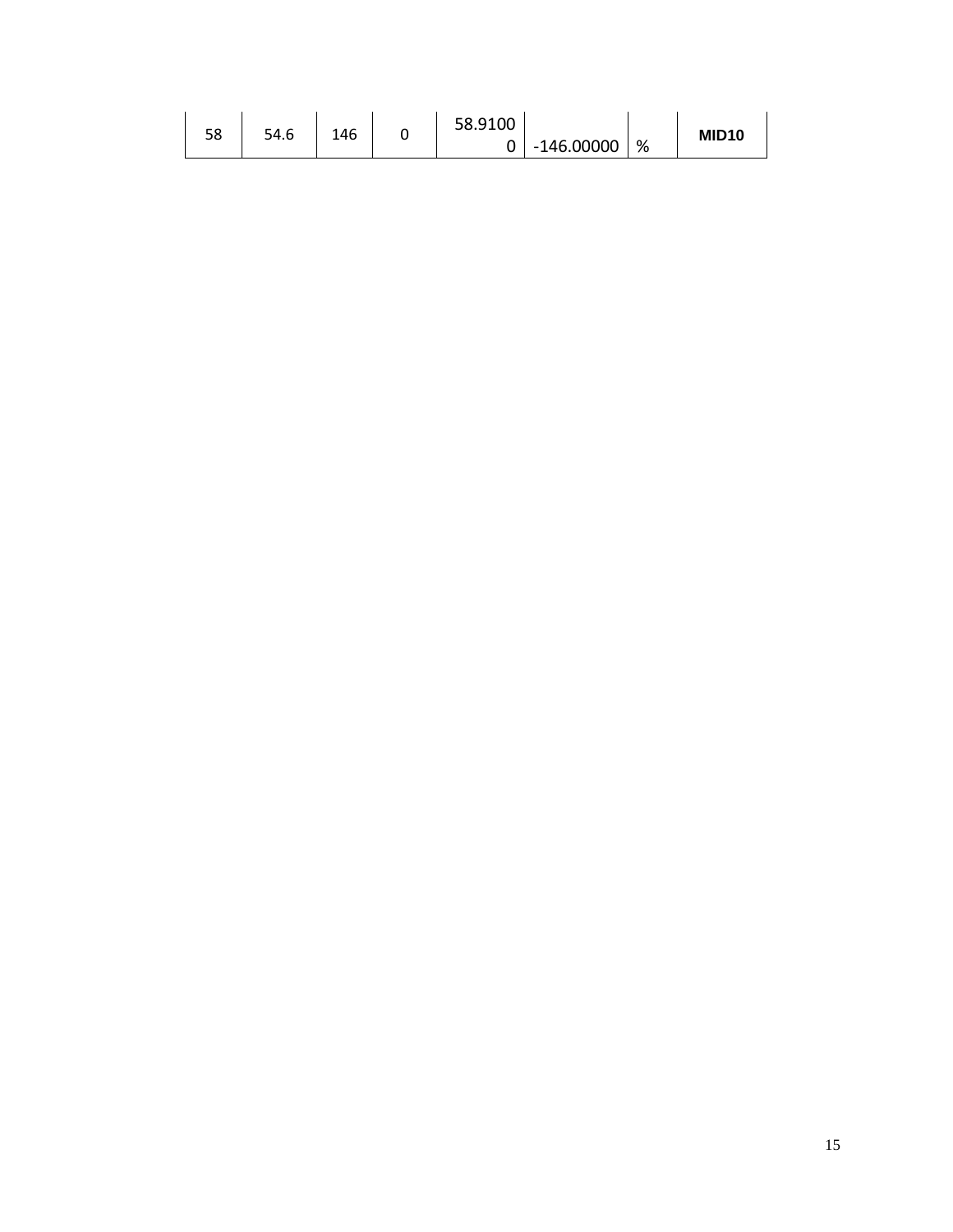| 58 | 54.6 | 146 | 0 | 58.91000 | -146.00000 | % | **MID10** |
|---|---|---|---|---|---|---|---|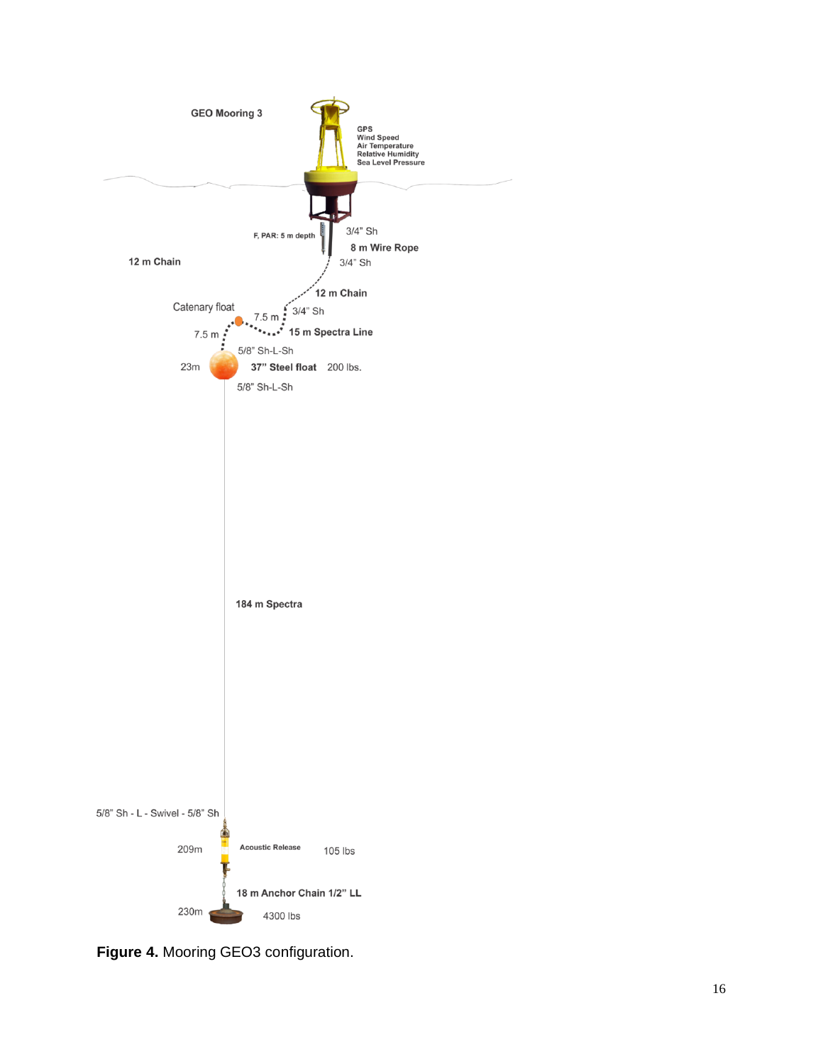GEO Mooring 3

GPS
Wind Speed
Air Temperature
Relative Humidity
Sea Level Pressure

F, PAR: 5 m depth

3/4" Sh

8 m Wire Rope

3/4" Sh

12 m Chain

12 m Chain

Catenary float

7.5 m

3/4" Sh

7.5 m

15 m Spectra Line

5/8" Sh-L-Sh

23m

37" Steel float 200 lbs.

5/8" Sh-L-Sh

184 m Spectra

5/8" Sh - L - Swivel - 5/8" Sh

209m

Acoustic Release

105 lbs

18 m Anchor Chain 1/2" LL

230m

4300 lbs

**Figure 4.** Mooring GEO3 configuration.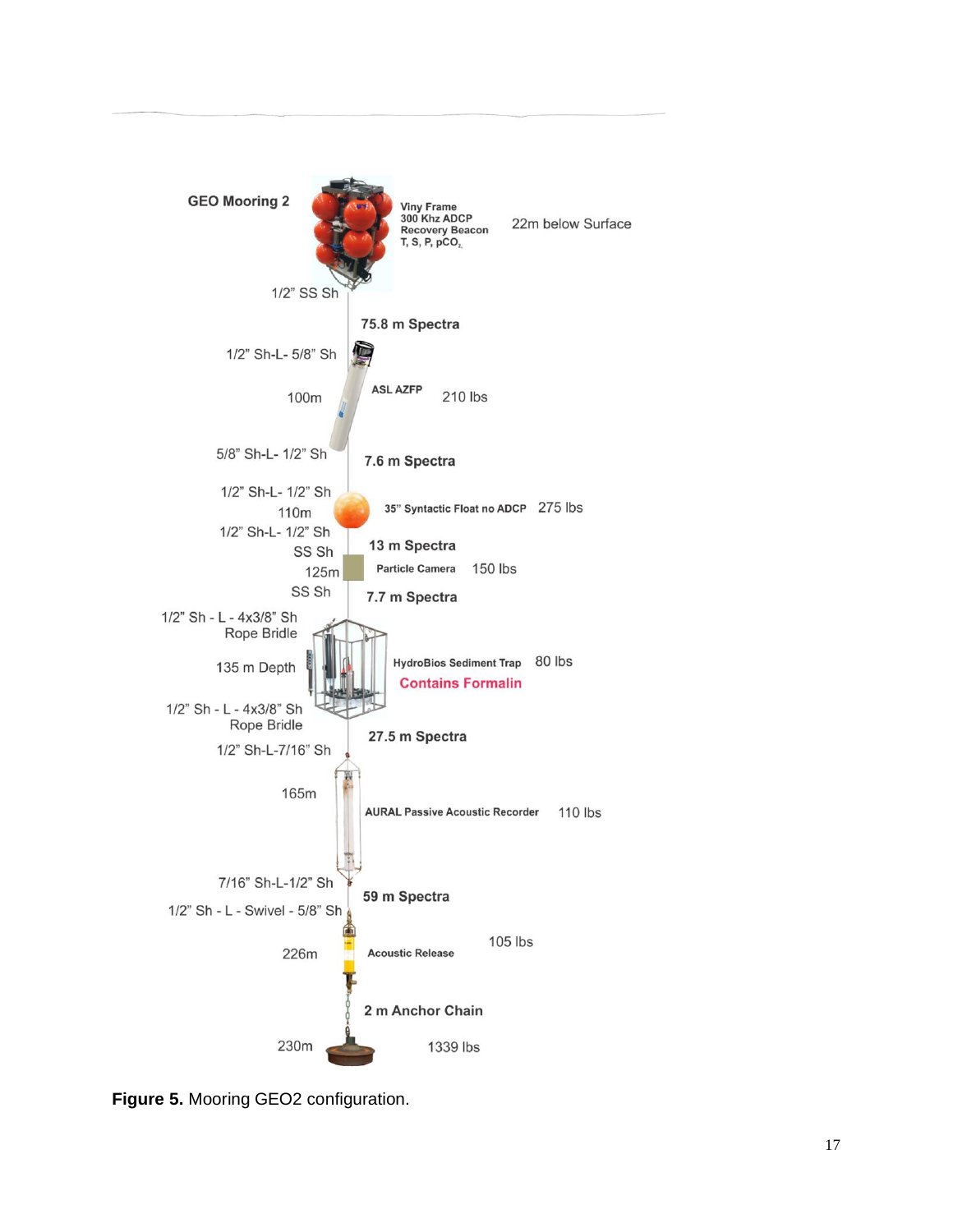GEO Mooring 2

Viny Frame
300 Khz ADCP
Recovery Beacon
T, S, P, $pCO_2$

22m below Surface

1/2" SS Sh

75.8 m Spectra

1/2" Sh-L- 5/8" Sh

100m

ASL AZFP

210 lbs

5/8" Sh-L- 1/2" Sh

7.6 m Spectra

1/2" Sh-L- 1/2" Sh

110m

35" Syntactic Float no ADCP

275 lbs

1/2" Sh-L- 1/2" Sh

SS Sh

13 m Spectra

125m

Particle Camera

150 lbs

SS Sh

7.7 m Spectra

1/2" Sh - L - 4x3/8" Sh
Rope Bridle

135 m Depth

HydroBios Sediment Trap

80 lbs

Contains Formalin

1/2" Sh - L - 4x3/8" Sh
Rope Bridle

27.5 m Spectra

1/2" Sh-L-7/16" Sh

165m

AURAL Passive Acoustic Recorder

110 lbs

7/16" Sh-L-1/2" Sh

59 m Spectra

1/2" Sh - L - Swivel - 5/8" Sh

226m

Acoustic Release

105 lbs

2 m Anchor Chain

230m

1339 lbs

**Figure 5.** Mooring GEO2 configuration.